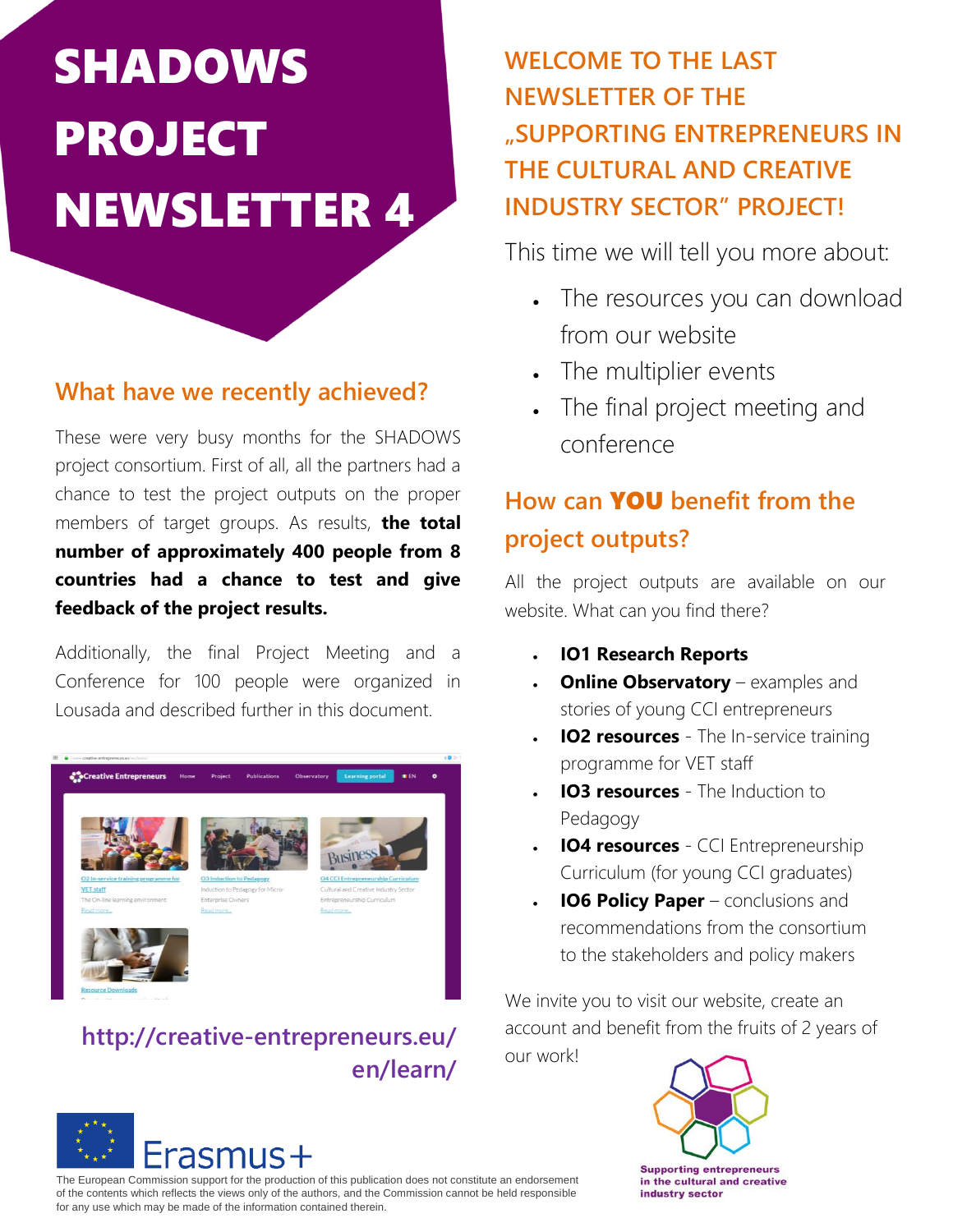# SHADOWS PROJECT NEWSLETTER 4

## What have we recently achieved?

These were very busy months for the SHADOWS project consortium. First of all, all the partners had a chance to test the project outputs on the proper members of target groups. As results, **the total number of approximately 400 people from 8 countries had a chance to test and give feedback of the project results.**

Additionally, the final Project Meeting and a Conference for 100 people were organized in Lousada and described further in this document.

http://creative-entrepreneurs.eu/en/learn/

## WELCOME TO THE LAST NEWSLETTER OF THE „SUPPORTING ENTREPRENEURS IN THE CULTURAL AND CREATIVE INDUSTRY SECTOR" PROJECT!

This time we will tell you more about:

- The resources you can download from our website
- The multiplier events
- The final project meeting and conference

## How can YOU benefit from the project outputs?

All the project outputs are available on our website. What can you find there?

- **IO1 Research Reports**
- **Online Observatory** – examples and stories of young CCI entrepreneurs
- **IO2 resources** - The In-service training programme for VET staff
- **IO3 resources** - The Induction to Pedagogy
- **IO4 resources** - CCI Entrepreneurship Curriculum (for young CCI graduates)
- **IO6 Policy Paper** – conclusions and recommendations from the consortium to the stakeholders and policy makers

We invite you to visit our website, create an account and benefit from the fruits of 2 years of our work!

Supporting entrepreneurs in the cultural and creative industry sector

Erasmus+

The European Commission support for the production of this publication does not constitute an endorsement of the contents which reflects the views only of the authors, and the Commission cannot be held responsible for any use which may be made of the information contained therein.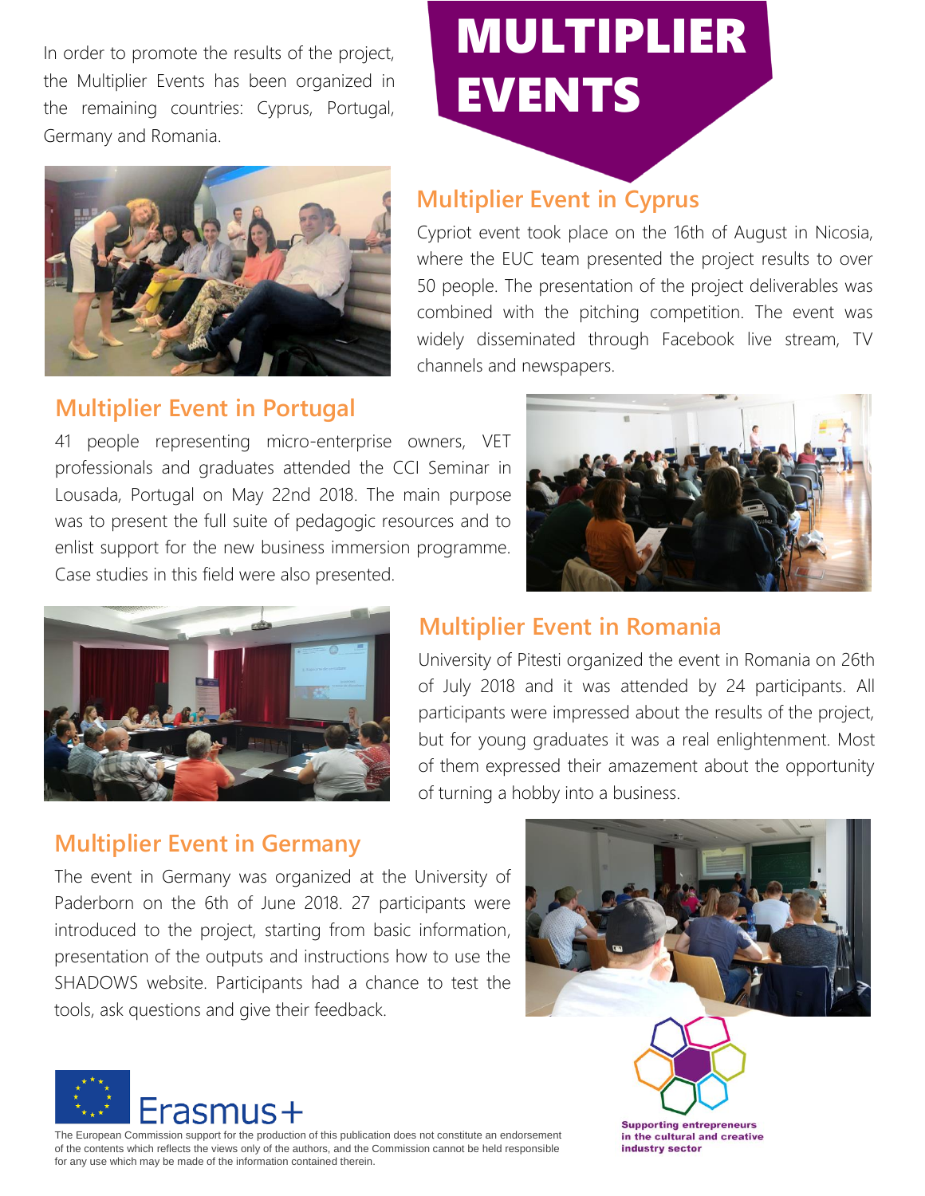# MULTIPLIER EVENTS

In order to promote the results of the project, the Multiplier Events has been organized in the remaining countries: Cyprus, Portugal, Germany and Romania.

## Multiplier Event in Cyprus

Cypriot event took place on the 16th of August in Nicosia, where the EUC team presented the project results to over 50 people. The presentation of the project deliverables was combined with the pitching competition. The event was widely disseminated through Facebook live stream, TV channels and newspapers.

## Multiplier Event in Portugal

41 people representing micro-enterprise owners, VET professionals and graduates attended the CCI Seminar in Lousada, Portugal on May 22nd 2018. The main purpose was to present the full suite of pedagogic resources and to enlist support for the new business immersion programme. Case studies in this field were also presented.

## Multiplier Event in Romania

University of Pitesti organized the event in Romania on 26th of July 2018 and it was attended by 24 participants. All participants were impressed about the results of the project, but for young graduates it was a real enlightenment. Most of them expressed their amazement about the opportunity of turning a hobby into a business.

## Multiplier Event in Germany

The event in Germany was organized at the University of Paderborn on the 6th of June 2018. 27 participants were introduced to the project, starting from basic information, presentation of the outputs and instructions how to use the SHADOWS website. Participants had a chance to test the tools, ask questions and give their feedback.

Erasmus+

The European Commission support for the production of this publication does not constitute an endorsement of the contents which reflects the views only of the authors, and the Commission cannot be held responsible for any use which may be made of the information contained therein.

**Supporting entrepreneurs in the cultural and creative industry sector**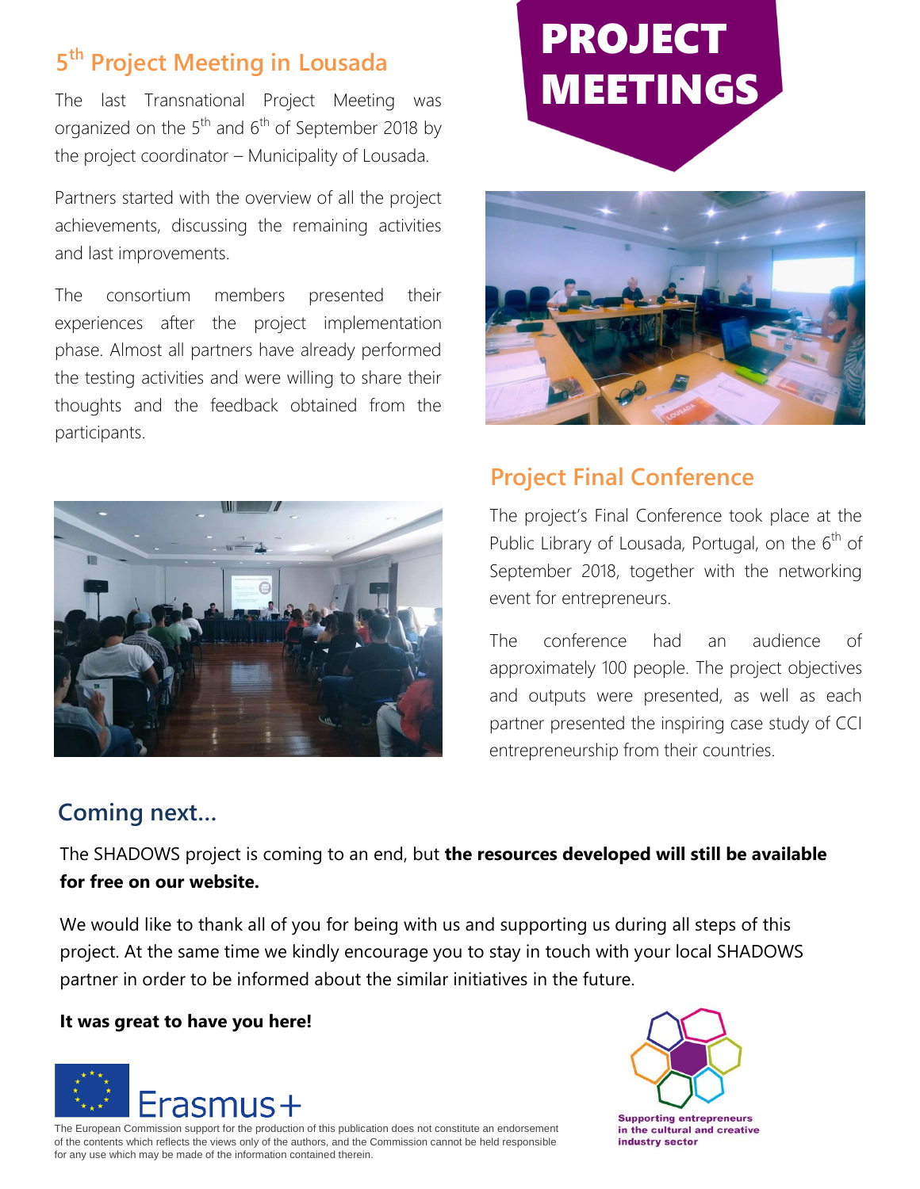# PROJECT MEETINGS

## 5th Project Meeting in Lousada

The last Transnational Project Meeting was organized on the 5th and 6th of September 2018 by the project coordinator – Municipality of Lousada.

Partners started with the overview of all the project achievements, discussing the remaining activities and last improvements.

The consortium members presented their experiences after the project implementation phase. Almost all partners have already performed the testing activities and were willing to share their thoughts and the feedback obtained from the participants.

## Project Final Conference

The project's Final Conference took place at the Public Library of Lousada, Portugal, on the 6th of September 2018, together with the networking event for entrepreneurs.

The conference had an audience of approximately 100 people. The project objectives and outputs were presented, as well as each partner presented the inspiring case study of CCI entrepreneurship from their countries.

## Coming next...

The SHADOWS project is coming to an end, but **the resources developed will still be available for free on our website.**

We would like to thank all of you for being with us and supporting us during all steps of this project. At the same time we kindly encourage you to stay in touch with your local SHADOWS partner in order to be informed about the similar initiatives in the future.

**It was great to have you here!**

Erasmus+

The European Commission support for the production of this publication does not constitute an endorsement of the contents which reflects the views only of the authors, and the Commission cannot be held responsible for any use which may be made of the information contained therein.

Supporting entrepreneurs in the cultural and creative industry sector